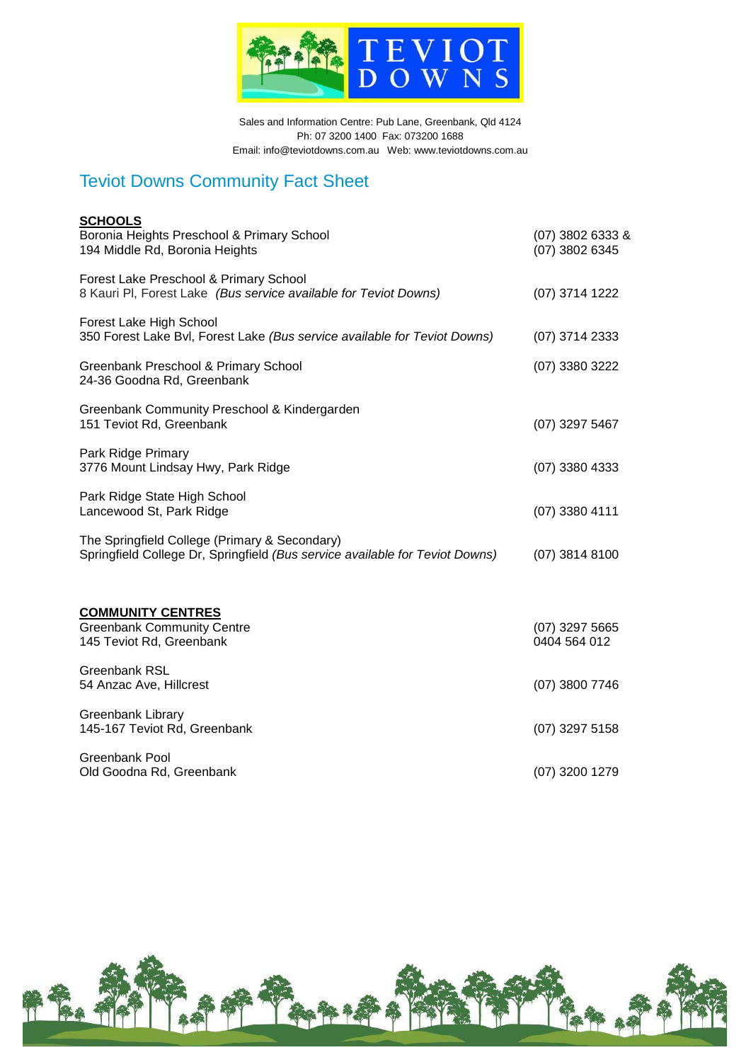Sales and Information Centre: Pub Lane, Greenbank, Qld 4124
Ph: 07 3200 1400 Fax: 073200 1688
Email: info@teviotdowns.com.au Web: www.teviotdowns.com.au

# Teviot Downs Community Fact Sheet

## SCHOOLS

| | |
|---|---|
| Boronia Heights Preschool & Primary School<br>194 Middle Rd, Boronia Heights | (07) 3802 6333 &<br>(07) 3802 6345 |
| Forest Lake Preschool & Primary School<br>8 Kauri Pl, Forest Lake *(Bus service available for Teviot Downs)* | (07) 3714 1222 |
| Forest Lake High School<br>350 Forest Lake Bvl, Forest Lake *(Bus service available for Teviot Downs)* | (07) 3714 2333 |
| Greenbank Preschool & Primary School<br>24-36 Goodna Rd, Greenbank | (07) 3380 3222 |
| Greenbank Community Preschool & Kindergarden<br>151 Teviot Rd, Greenbank | (07) 3297 5467 |
| Park Ridge Primary<br>3776 Mount Lindsay Hwy, Park Ridge | (07) 3380 4333 |
| Park Ridge State High School<br>Lancewood St, Park Ridge | (07) 3380 4111 |
| The Springfield College (Primary & Secondary)<br>Springfield College Dr, Springfield *(Bus service available for Teviot Downs)* | (07) 3814 8100 |

## COMMUNITY CENTRES

| | |
|---|---|
| Greenbank Community Centre<br>145 Teviot Rd, Greenbank | (07) 3297 5665<br>0404 564 012 |
| Greenbank RSL<br>54 Anzac Ave, Hillcrest | (07) 3800 7746 |
| Greenbank Library<br>145-167 Teviot Rd, Greenbank | (07) 3297 5158 |
| Greenbank Pool<br>Old Goodna Rd, Greenbank | (07) 3200 1279 |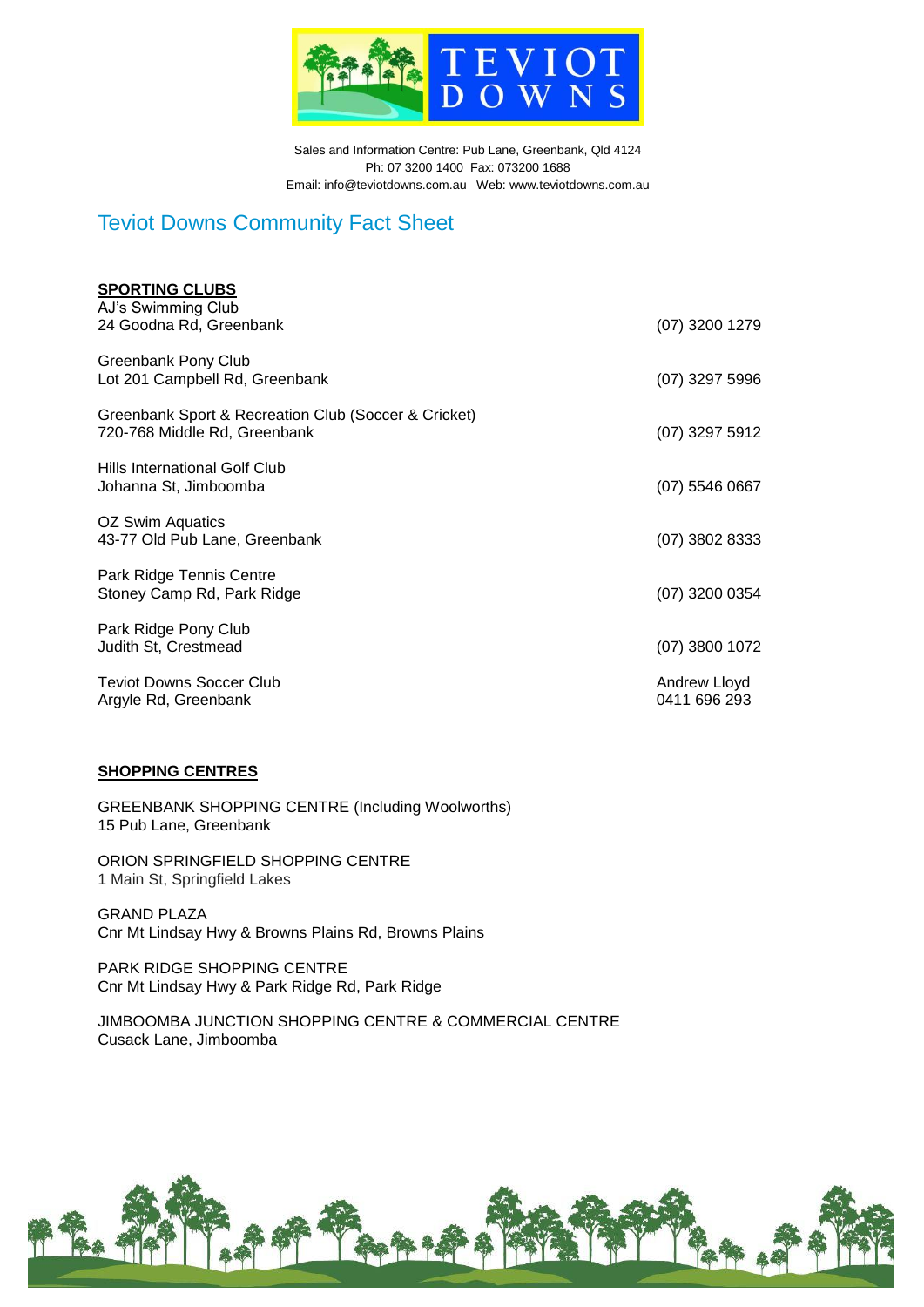Sales and Information Centre: Pub Lane, Greenbank, Qld 4124
Ph: 07 3200 1400 Fax: 073200 1688
Email: info@teviotdowns.com.au Web: www.teviotdowns.com.au

## Teviot Downs Community Fact Sheet

**SPORTING CLUBS**

AJ's Swimming Club
24 Goodna Rd, Greenbank — (07) 3200 1279

Greenbank Pony Club
Lot 201 Campbell Rd, Greenbank — (07) 3297 5996

Greenbank Sport & Recreation Club (Soccer & Cricket)
720-768 Middle Rd, Greenbank — (07) 3297 5912

Hills International Golf Club
Johanna St, Jimboomba — (07) 5546 0667

OZ Swim Aquatics
43-77 Old Pub Lane, Greenbank — (07) 3802 8333

Park Ridge Tennis Centre
Stoney Camp Rd, Park Ridge — (07) 3200 0354

Park Ridge Pony Club
Judith St, Crestmead — (07) 3800 1072

Teviot Downs Soccer Club
Argyle Rd, Greenbank — Andrew Lloyd 0411 696 293

**SHOPPING CENTRES**

GREENBANK SHOPPING CENTRE (Including Woolworths)
15 Pub Lane, Greenbank

ORION SPRINGFIELD SHOPPING CENTRE
1 Main St, Springfield Lakes

GRAND PLAZA
Cnr Mt Lindsay Hwy & Browns Plains Rd, Browns Plains

PARK RIDGE SHOPPING CENTRE
Cnr Mt Lindsay Hwy & Park Ridge Rd, Park Ridge

JIMBOOMBA JUNCTION SHOPPING CENTRE & COMMERCIAL CENTRE
Cusack Lane, Jimboomba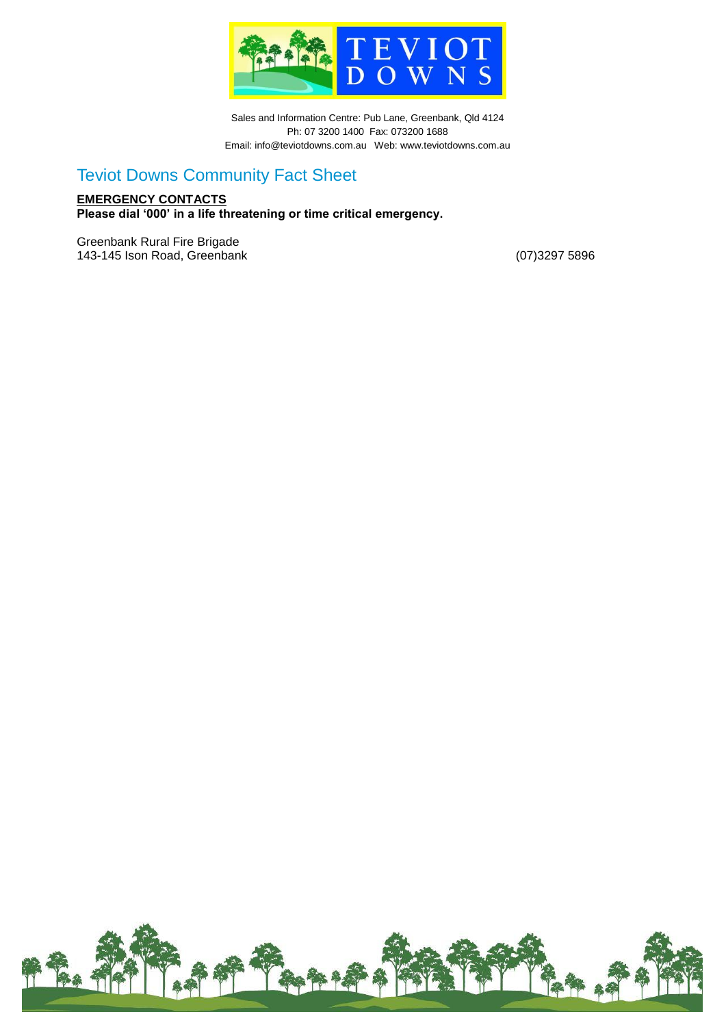Sales and Information Centre: Pub Lane, Greenbank, Qld 4124
Ph: 07 3200 1400 Fax: 073200 1688
Email: info@teviotdowns.com.au Web: www.teviotdowns.com.au

# Teviot Downs Community Fact Sheet

**EMERGENCY CONTACTS**
**Please dial '000' in a life threatening or time critical emergency.**

Greenbank Rural Fire Brigade
143-145 Ison Road, Greenbank (07)3297 5896